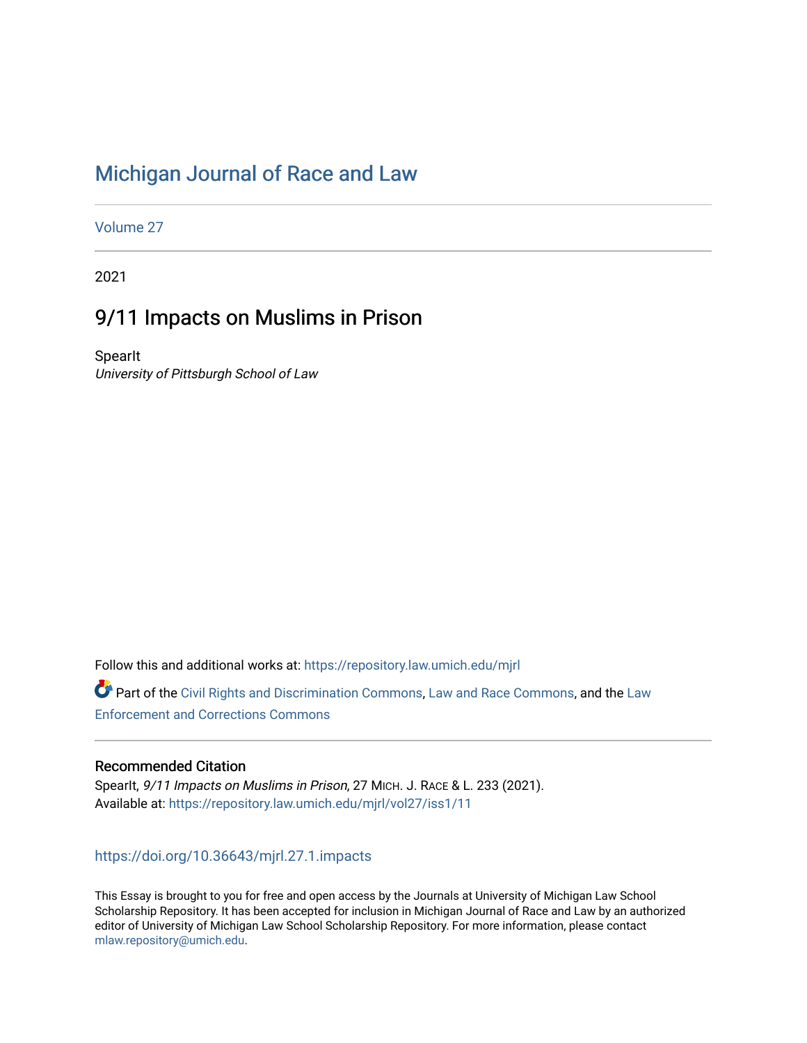# Michigan Journal of Race and Law

Volume 27

2021

## 9/11 Impacts on Muslims in Prison

SpearIt
*University of Pittsburgh School of Law*

Follow this and additional works at: https://repository.law.umich.edu/mjrl

Part of the Civil Rights and Discrimination Commons, Law and Race Commons, and the Law Enforcement and Corrections Commons

### Recommended Citation

SpearIt, *9/11 Impacts on Muslims in Prison*, 27 MICH. J. RACE & L. 233 (2021).
Available at: https://repository.law.umich.edu/mjrl/vol27/iss1/11

https://doi.org/10.36643/mjrl.27.1.impacts

This Essay is brought to you for free and open access by the Journals at University of Michigan Law School Scholarship Repository. It has been accepted for inclusion in Michigan Journal of Race and Law by an authorized editor of University of Michigan Law School Scholarship Repository. For more information, please contact mlaw.repository@umich.edu.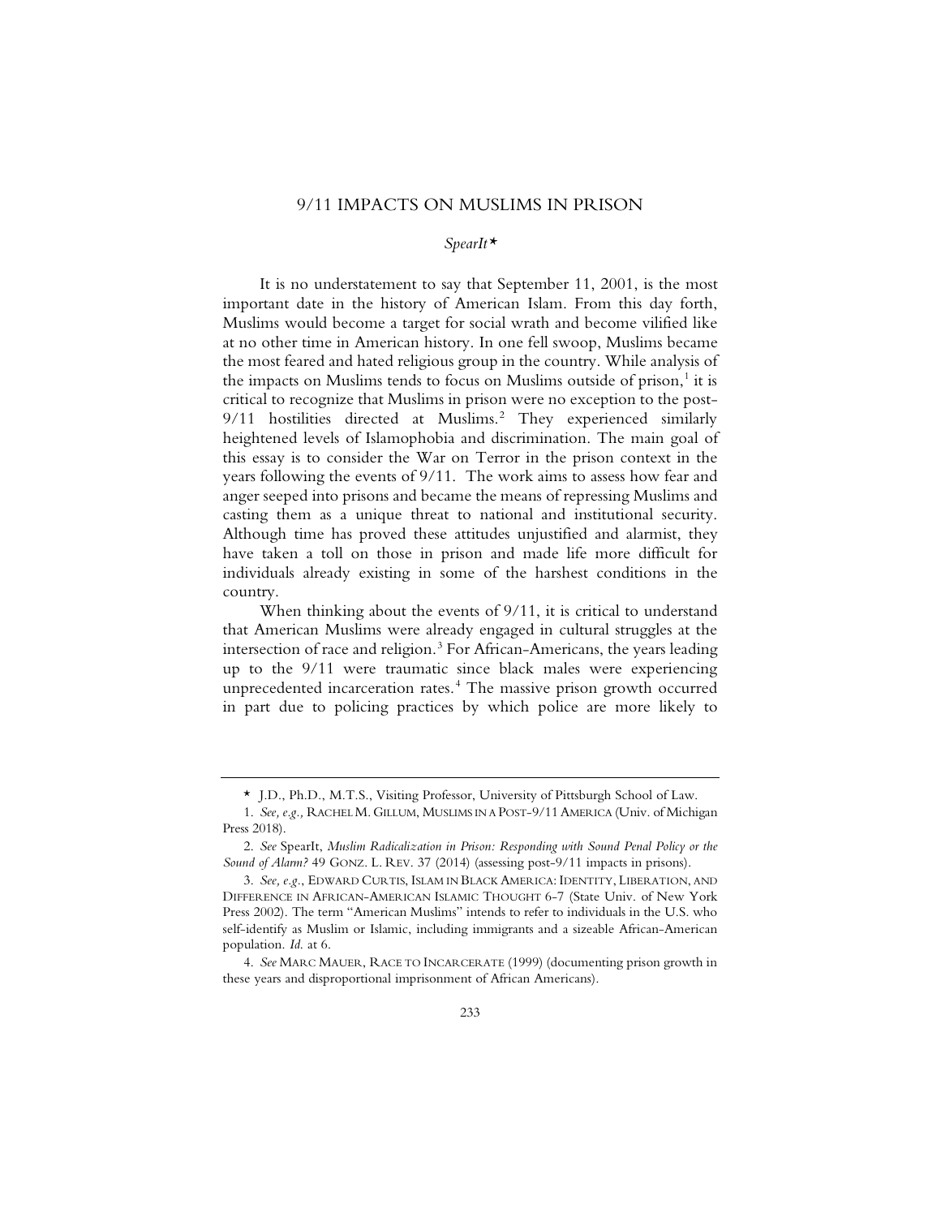# 9/11 IMPACTS ON MUSLIMS IN PRISON

*SpearIt*\*

It is no understatement to say that September 11, 2001, is the most important date in the history of American Islam. From this day forth, Muslims would become a target for social wrath and become vilified like at no other time in American history. In one fell swoop, Muslims became the most feared and hated religious group in the country. While analysis of the impacts on Muslims tends to focus on Muslims outside of prison,[1] it is critical to recognize that Muslims in prison were no exception to the post-9/11 hostilities directed at Muslims.[2] They experienced similarly heightened levels of Islamophobia and discrimination. The main goal of this essay is to consider the War on Terror in the prison context in the years following the events of 9/11. The work aims to assess how fear and anger seeped into prisons and became the means of repressing Muslims and casting them as a unique threat to national and institutional security. Although time has proved these attitudes unjustified and alarmist, they have taken a toll on those in prison and made life more difficult for individuals already existing in some of the harshest conditions in the country.

When thinking about the events of 9/11, it is critical to understand that American Muslims were already engaged in cultural struggles at the intersection of race and religion.[3] For African-Americans, the years leading up to the 9/11 were traumatic since black males were experiencing unprecedented incarceration rates.[4] The massive prison growth occurred in part due to policing practices by which police are more likely to

---

\* J.D., Ph.D., M.T.S., Visiting Professor, University of Pittsburgh School of Law.

1. *See, e.g.,* RACHEL M. GILLUM, MUSLIMS IN A POST-9/11 AMERICA (Univ. of Michigan Press 2018).

2. *See* SpearIt, *Muslim Radicalization in Prison: Responding with Sound Penal Policy or the Sound of Alarm?* 49 GONZ. L. REV. 37 (2014) (assessing post-9/11 impacts in prisons).

3. *See, e.g.*, EDWARD CURTIS, ISLAM IN BLACK AMERICA: IDENTITY, LIBERATION, AND DIFFERENCE IN AFRICAN-AMERICAN ISLAMIC THOUGHT 6-7 (State Univ. of New York Press 2002). The term "American Muslims" intends to refer to individuals in the U.S. who self-identify as Muslim or Islamic, including immigrants and a sizeable African-American population. *Id.* at 6.

4. *See* MARC MAUER, RACE TO INCARCERATE (1999) (documenting prison growth in these years and disproportional imprisonment of African Americans).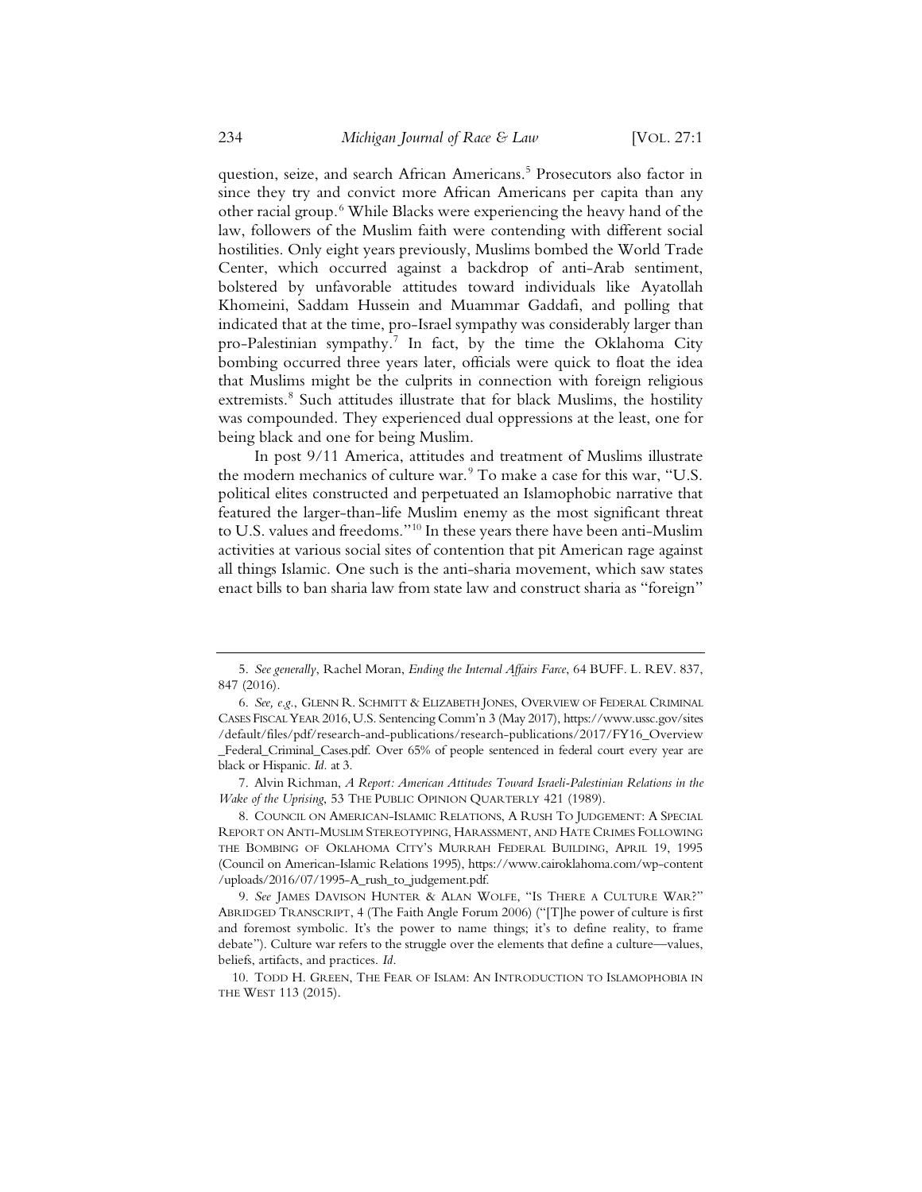question, seize, and search African Americans.[5] Prosecutors also factor in since they try and convict more African Americans per capita than any other racial group.[6] While Blacks were experiencing the heavy hand of the law, followers of the Muslim faith were contending with different social hostilities. Only eight years previously, Muslims bombed the World Trade Center, which occurred against a backdrop of anti-Arab sentiment, bolstered by unfavorable attitudes toward individuals like Ayatollah Khomeini, Saddam Hussein and Muammar Gaddafi, and polling that indicated that at the time, pro-Israel sympathy was considerably larger than pro-Palestinian sympathy.[7] In fact, by the time the Oklahoma City bombing occurred three years later, officials were quick to float the idea that Muslims might be the culprits in connection with foreign religious extremists.[8] Such attitudes illustrate that for black Muslims, the hostility was compounded. They experienced dual oppressions at the least, one for being black and one for being Muslim.

In post 9/11 America, attitudes and treatment of Muslims illustrate the modern mechanics of culture war.[9] To make a case for this war, "U.S. political elites constructed and perpetuated an Islamophobic narrative that featured the larger-than-life Muslim enemy as the most significant threat to U.S. values and freedoms."[10] In these years there have been anti-Muslim activities at various social sites of contention that pit American rage against all things Islamic. One such is the anti-sharia movement, which saw states enact bills to ban sharia law from state law and construct sharia as "foreign"

---

5. *See generally*, Rachel Moran, *Ending the Internal Affairs Farce*, 64 BUFF. L. REV. 837, 847 (2016).

6. *See, e.g.*, GLENN R. SCHMITT & ELIZABETH JONES, OVERVIEW OF FEDERAL CRIMINAL CASES FISCAL YEAR 2016, U.S. Sentencing Comm'n 3 (May 2017), https://www.ussc.gov/sites/default/files/pdf/research-and-publications/research-publications/2017/FY16_Overview_Federal_Criminal_Cases.pdf. Over 65% of people sentenced in federal court every year are black or Hispanic. *Id.* at 3.

7. Alvin Richman, *A Report: American Attitudes Toward Israeli-Palestinian Relations in the Wake of the Uprising*, 53 THE PUBLIC OPINION QUARTERLY 421 (1989).

8. COUNCIL ON AMERICAN-ISLAMIC RELATIONS, A RUSH TO JUDGEMENT: A SPECIAL REPORT ON ANTI-MUSLIM STEREOTYPING, HARASSMENT, AND HATE CRIMES FOLLOWING THE BOMBING OF OKLAHOMA CITY'S MURRAH FEDERAL BUILDING, APRIL 19, 1995 (Council on American-Islamic Relations 1995), https://www.cairoklahoma.com/wp-content/uploads/2016/07/1995-A_rush_to_judgement.pdf.

9. *See* JAMES DAVISON HUNTER & ALAN WOLFE, "IS THERE A CULTURE WAR?" ABRIDGED TRANSCRIPT, 4 (The Faith Angle Forum 2006) ("[T]he power of culture is first and foremost symbolic. It's the power to name things; it's to define reality, to frame debate"). Culture war refers to the struggle over the elements that define a culture—values, beliefs, artifacts, and practices. *Id*.

10. TODD H. GREEN, THE FEAR OF ISLAM: AN INTRODUCTION TO ISLAMOPHOBIA IN THE WEST 113 (2015).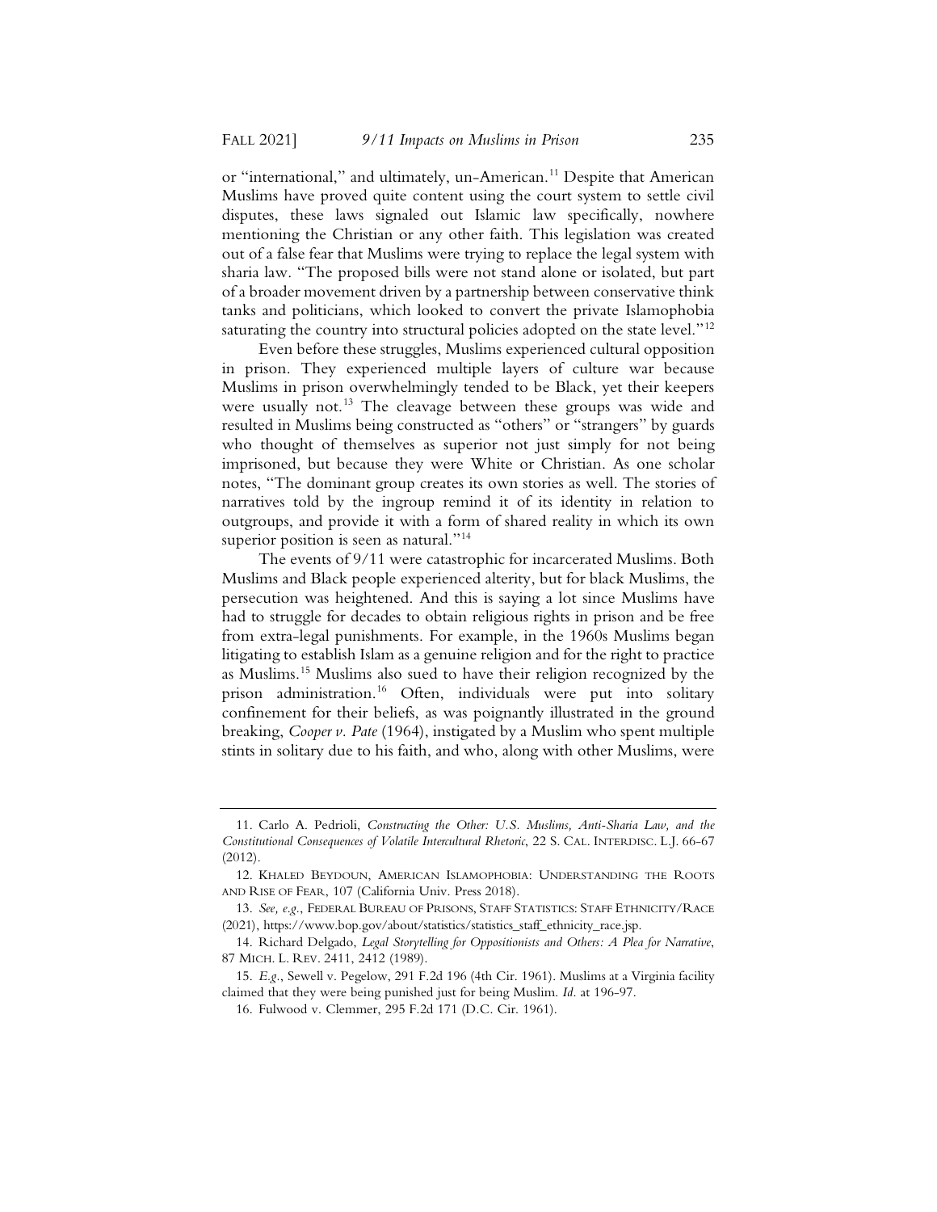or "international," and ultimately, un-American.[11] Despite that American Muslims have proved quite content using the court system to settle civil disputes, these laws signaled out Islamic law specifically, nowhere mentioning the Christian or any other faith. This legislation was created out of a false fear that Muslims were trying to replace the legal system with sharia law. "The proposed bills were not stand alone or isolated, but part of a broader movement driven by a partnership between conservative think tanks and politicians, which looked to convert the private Islamophobia saturating the country into structural policies adopted on the state level."[12]

Even before these struggles, Muslims experienced cultural opposition in prison. They experienced multiple layers of culture war because Muslims in prison overwhelmingly tended to be Black, yet their keepers were usually not.[13] The cleavage between these groups was wide and resulted in Muslims being constructed as "others" or "strangers" by guards who thought of themselves as superior not just simply for not being imprisoned, but because they were White or Christian. As one scholar notes, "The dominant group creates its own stories as well. The stories of narratives told by the ingroup remind it of its identity in relation to outgroups, and provide it with a form of shared reality in which its own superior position is seen as natural."[14]

The events of 9/11 were catastrophic for incarcerated Muslims. Both Muslims and Black people experienced alterity, but for black Muslims, the persecution was heightened. And this is saying a lot since Muslims have had to struggle for decades to obtain religious rights in prison and be free from extra-legal punishments. For example, in the 1960s Muslims began litigating to establish Islam as a genuine religion and for the right to practice as Muslims.[15] Muslims also sued to have their religion recognized by the prison administration.[16] Often, individuals were put into solitary confinement for their beliefs, as was poignantly illustrated in the ground breaking, *Cooper v. Pate* (1964), instigated by a Muslim who spent multiple stints in solitary due to his faith, and who, along with other Muslims, were

---

11. Carlo A. Pedrioli, *Constructing the Other: U.S. Muslims, Anti-Sharia Law, and the Constitutional Consequences of Volatile Intercultural Rhetoric*, 22 S. CAL. INTERDISC. L.J. 66-67 (2012).

12. KHALED BEYDOUN, AMERICAN ISLAMOPHOBIA: UNDERSTANDING THE ROOTS AND RISE OF FEAR, 107 (California Univ. Press 2018).

13. *See, e.g.*, FEDERAL BUREAU OF PRISONS, STAFF STATISTICS: STAFF ETHNICITY/RACE (2021), https://www.bop.gov/about/statistics/statistics_staff_ethnicity_race.jsp.

14. Richard Delgado, *Legal Storytelling for Oppositionists and Others: A Plea for Narrative*, 87 MICH. L. REV. 2411, 2412 (1989).

15. *E.g.*, Sewell v. Pegelow, 291 F.2d 196 (4th Cir. 1961). Muslims at a Virginia facility claimed that they were being punished just for being Muslim. *Id.* at 196-97.

16. Fulwood v. Clemmer, 295 F.2d 171 (D.C. Cir. 1961).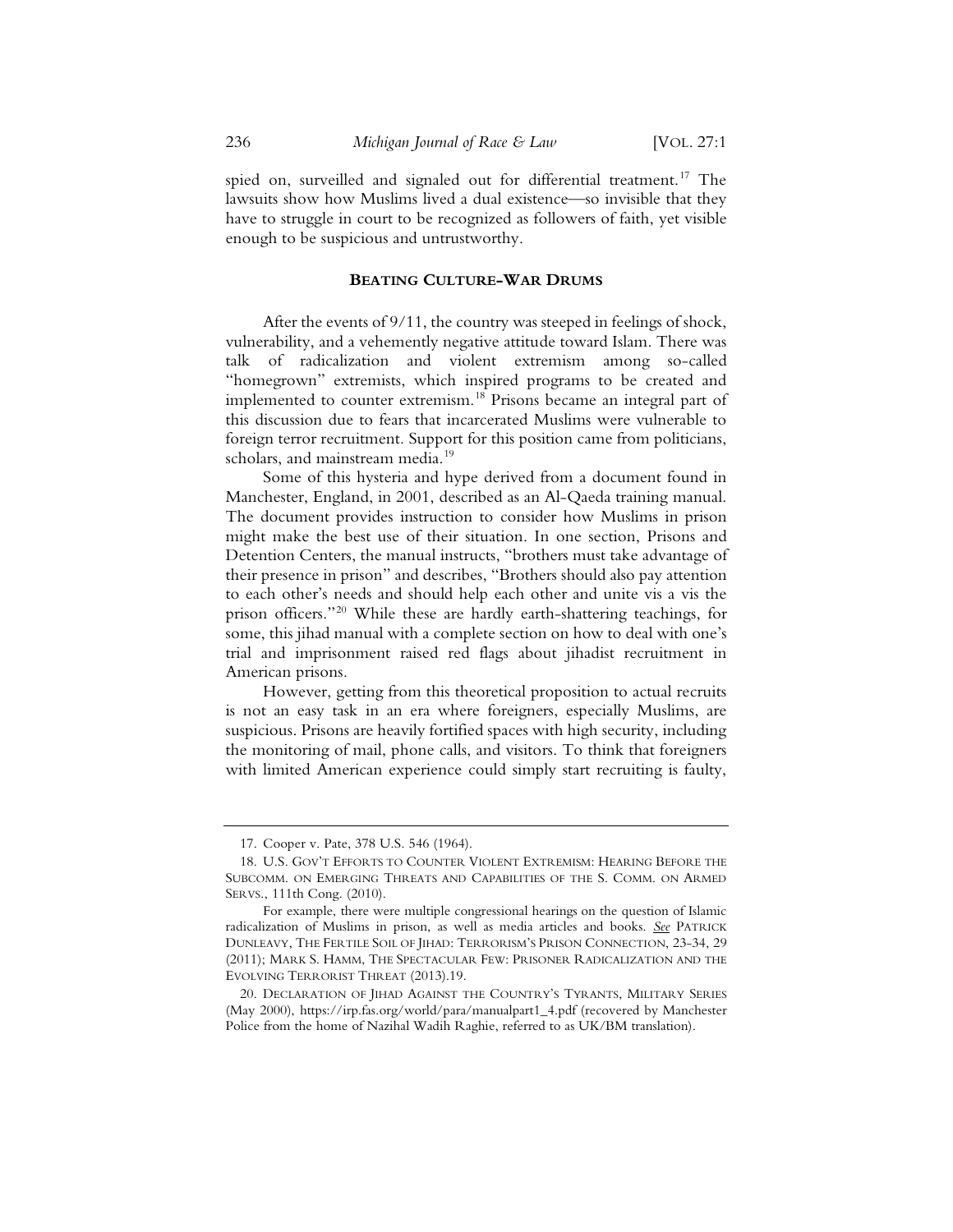spied on, surveilled and signaled out for differential treatment.[17] The lawsuits show how Muslims lived a dual existence—so invisible that they have to struggle in court to be recognized as followers of faith, yet visible enough to be suspicious and untrustworthy.

## BEATING CULTURE-WAR DRUMS

After the events of 9/11, the country was steeped in feelings of shock, vulnerability, and a vehemently negative attitude toward Islam. There was talk of radicalization and violent extremism among so-called "homegrown" extremists, which inspired programs to be created and implemented to counter extremism.[18] Prisons became an integral part of this discussion due to fears that incarcerated Muslims were vulnerable to foreign terror recruitment. Support for this position came from politicians, scholars, and mainstream media.[19]

Some of this hysteria and hype derived from a document found in Manchester, England, in 2001, described as an Al-Qaeda training manual. The document provides instruction to consider how Muslims in prison might make the best use of their situation. In one section, Prisons and Detention Centers, the manual instructs, "brothers must take advantage of their presence in prison" and describes, "Brothers should also pay attention to each other's needs and should help each other and unite vis a vis the prison officers."[20] While these are hardly earth-shattering teachings, for some, this jihad manual with a complete section on how to deal with one's trial and imprisonment raised red flags about jihadist recruitment in American prisons.

However, getting from this theoretical proposition to actual recruits is not an easy task in an era where foreigners, especially Muslims, are suspicious. Prisons are heavily fortified spaces with high security, including the monitoring of mail, phone calls, and visitors. To think that foreigners with limited American experience could simply start recruiting is faulty,

---

17. Cooper v. Pate, 378 U.S. 546 (1964).

18. U.S. GOV'T EFFORTS TO COUNTER VIOLENT EXTREMISM: HEARING BEFORE THE SUBCOMM. ON EMERGING THREATS AND CAPABILITIES OF THE S. COMM. ON ARMED SERVS., 111th Cong. (2010).

For example, there were multiple congressional hearings on the question of Islamic radicalization of Muslims in prison, as well as media articles and books. *See* PATRICK DUNLEAVY, THE FERTILE SOIL OF JIHAD: TERRORISM'S PRISON CONNECTION, 23-34, 29 (2011); MARK S. HAMM, THE SPECTACULAR FEW: PRISONER RADICALIZATION AND THE EVOLVING TERRORIST THREAT (2013).19.

20. DECLARATION OF JIHAD AGAINST THE COUNTRY'S TYRANTS, MILITARY SERIES (May 2000), https://irp.fas.org/world/para/manualpart1_4.pdf (recovered by Manchester Police from the home of Nazihal Wadih Raghie, referred to as UK/BM translation).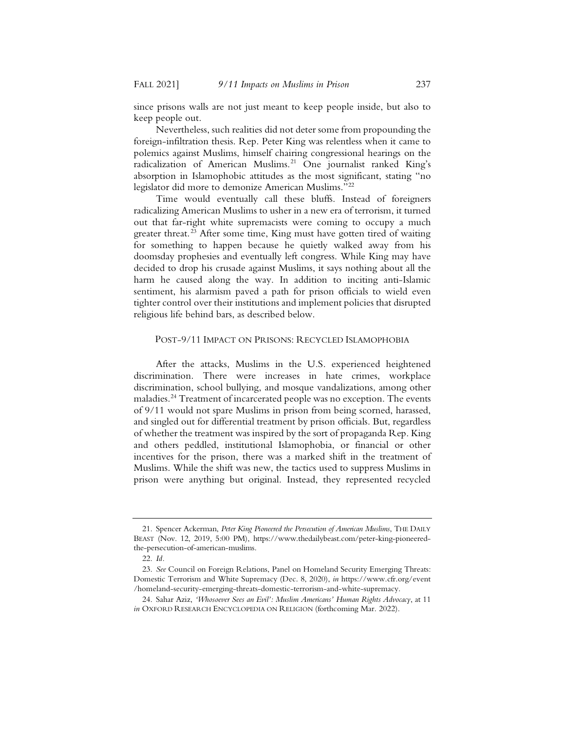since prisons walls are not just meant to keep people inside, but also to keep people out.

Nevertheless, such realities did not deter some from propounding the foreign-infiltration thesis. Rep. Peter King was relentless when it came to polemics against Muslims, himself chairing congressional hearings on the radicalization of American Muslims.[21] One journalist ranked King's absorption in Islamophobic attitudes as the most significant, stating "no legislator did more to demonize American Muslims."[22]

Time would eventually call these bluffs. Instead of foreigners radicalizing American Muslims to usher in a new era of terrorism, it turned out that far-right white supremacists were coming to occupy a much greater threat.[23] After some time, King must have gotten tired of waiting for something to happen because he quietly walked away from his doomsday prophesies and eventually left congress. While King may have decided to drop his crusade against Muslims, it says nothing about all the harm he caused along the way. In addition to inciting anti-Islamic sentiment, his alarmism paved a path for prison officials to wield even tighter control over their institutions and implement policies that disrupted religious life behind bars, as described below.

## POST-9/11 IMPACT ON PRISONS: RECYCLED ISLAMOPHOBIA

After the attacks, Muslims in the U.S. experienced heightened discrimination. There were increases in hate crimes, workplace discrimination, school bullying, and mosque vandalizations, among other maladies.[24] Treatment of incarcerated people was no exception. The events of 9/11 would not spare Muslims in prison from being scorned, harassed, and singled out for differential treatment by prison officials. But, regardless of whether the treatment was inspired by the sort of propaganda Rep. King and others peddled, institutional Islamophobia, or financial or other incentives for the prison, there was a marked shift in the treatment of Muslims. While the shift was new, the tactics used to suppress Muslims in prison were anything but original. Instead, they represented recycled

---

21. Spencer Ackerman, *Peter King Pioneered the Persecution of American Muslims*, THE DAILY BEAST (Nov. 12, 2019, 5:00 PM), https://www.thedailybeast.com/peter-king-pioneered-the-persecution-of-american-muslims.

22. *Id*.

23. *See* Council on Foreign Relations, Panel on Homeland Security Emerging Threats: Domestic Terrorism and White Supremacy (Dec. 8, 2020), *in* https://www.cfr.org/event/homeland-security-emerging-threats-domestic-terrorism-and-white-supremacy.

24. Sahar Aziz, *'Whosoever Sees an Evil': Muslim Americans' Human Rights Advocacy*, at 11 *in* OXFORD RESEARCH ENCYCLOPEDIA ON RELIGION (forthcoming Mar. 2022).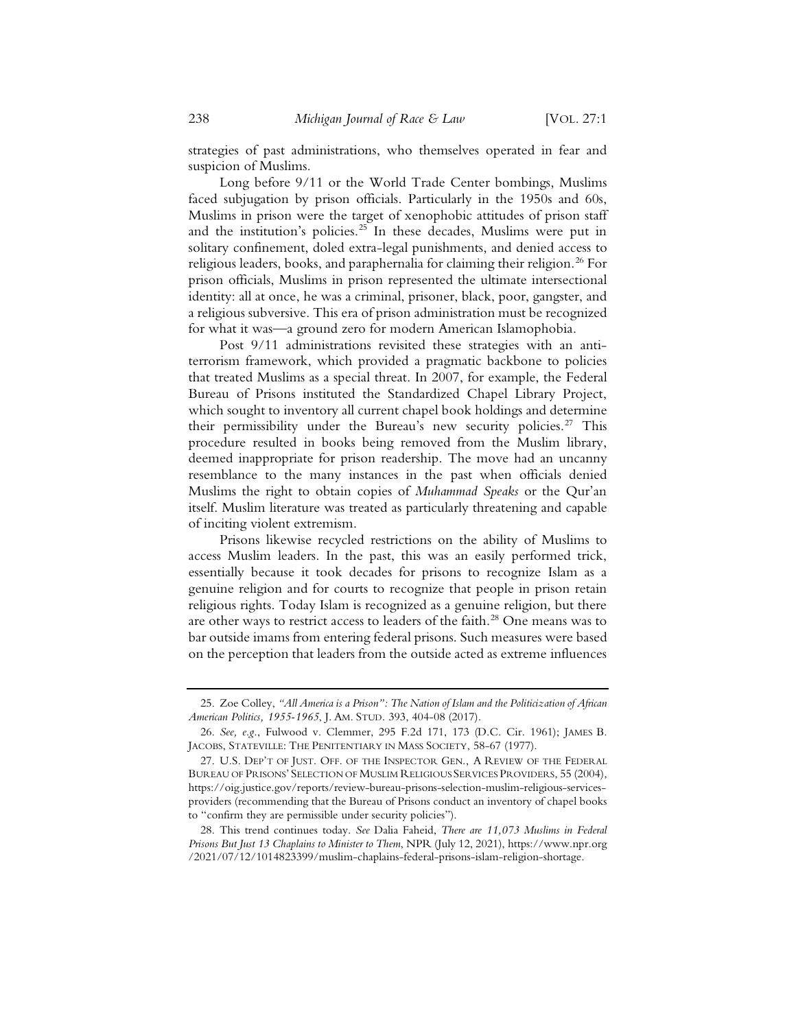strategies of past administrations, who themselves operated in fear and suspicion of Muslims.

Long before 9/11 or the World Trade Center bombings, Muslims faced subjugation by prison officials. Particularly in the 1950s and 60s, Muslims in prison were the target of xenophobic attitudes of prison staff and the institution's policies.[25] In these decades, Muslims were put in solitary confinement, doled extra-legal punishments, and denied access to religious leaders, books, and paraphernalia for claiming their religion.[26] For prison officials, Muslims in prison represented the ultimate intersectional identity: all at once, he was a criminal, prisoner, black, poor, gangster, and a religious subversive. This era of prison administration must be recognized for what it was—a ground zero for modern American Islamophobia.

Post 9/11 administrations revisited these strategies with an anti-terrorism framework, which provided a pragmatic backbone to policies that treated Muslims as a special threat. In 2007, for example, the Federal Bureau of Prisons instituted the Standardized Chapel Library Project, which sought to inventory all current chapel book holdings and determine their permissibility under the Bureau's new security policies.[27] This procedure resulted in books being removed from the Muslim library, deemed inappropriate for prison readership. The move had an uncanny resemblance to the many instances in the past when officials denied Muslims the right to obtain copies of *Muhammad Speaks* or the Qur'an itself. Muslim literature was treated as particularly threatening and capable of inciting violent extremism.

Prisons likewise recycled restrictions on the ability of Muslims to access Muslim leaders. In the past, this was an easily performed trick, essentially because it took decades for prisons to recognize Islam as a genuine religion and for courts to recognize that people in prison retain religious rights. Today Islam is recognized as a genuine religion, but there are other ways to restrict access to leaders of the faith.[28] One means was to bar outside imams from entering federal prisons. Such measures were based on the perception that leaders from the outside acted as extreme influences

---

25. Zoe Colley, *"All America is a Prison": The Nation of Islam and the Politicization of African American Politics, 1955-1965*, J. AM. STUD. 393, 404-08 (2017).

26. *See, e.g.*, Fulwood v. Clemmer, 295 F.2d 171, 173 (D.C. Cir. 1961); JAMES B. JACOBS, STATEVILLE: THE PENITENTIARY IN MASS SOCIETY, 58-67 (1977).

27. U.S. DEP'T OF JUST. OFF. OF THE INSPECTOR GEN., A REVIEW OF THE FEDERAL BUREAU OF PRISONS' SELECTION OF MUSLIM RELIGIOUS SERVICES PROVIDERS, 55 (2004), https://oig.justice.gov/reports/review-bureau-prisons-selection-muslim-religious-services-providers (recommending that the Bureau of Prisons conduct an inventory of chapel books to "confirm they are permissible under security policies").

28. This trend continues today. *See* Dalia Faheid, *There are 11,073 Muslims in Federal Prisons But Just 13 Chaplains to Minister to Them*, NPR (July 12, 2021), https://www.npr.org/2021/07/12/1014823399/muslim-chaplains-federal-prisons-islam-religion-shortage.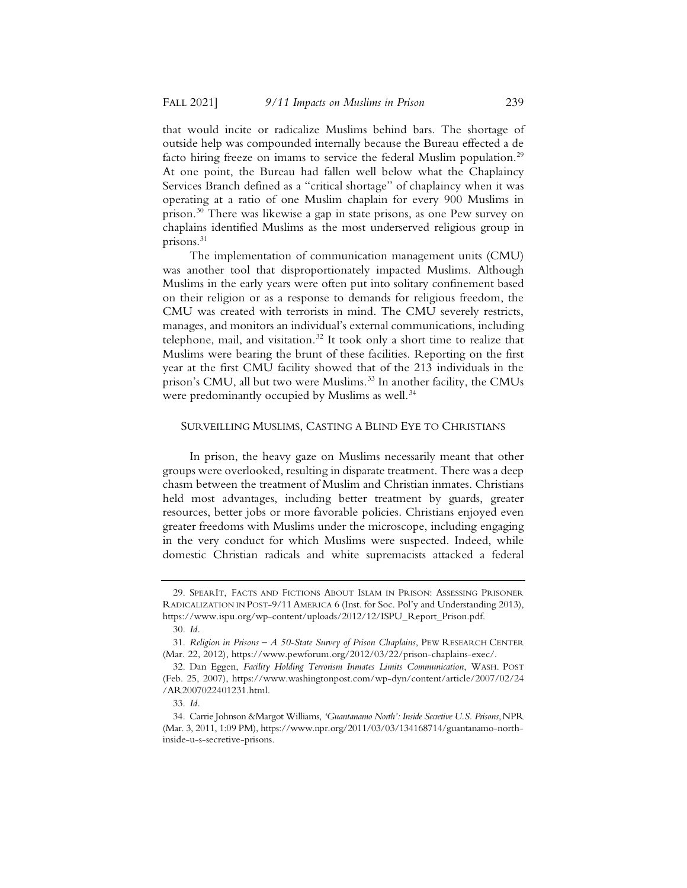that would incite or radicalize Muslims behind bars. The shortage of outside help was compounded internally because the Bureau effected a de facto hiring freeze on imams to service the federal Muslim population.[29] At one point, the Bureau had fallen well below what the Chaplaincy Services Branch defined as a "critical shortage" of chaplaincy when it was operating at a ratio of one Muslim chaplain for every 900 Muslims in prison.[30] There was likewise a gap in state prisons, as one Pew survey on chaplains identified Muslims as the most underserved religious group in prisons.[31]

The implementation of communication management units (CMU) was another tool that disproportionately impacted Muslims. Although Muslims in the early years were often put into solitary confinement based on their religion or as a response to demands for religious freedom, the CMU was created with terrorists in mind. The CMU severely restricts, manages, and monitors an individual's external communications, including telephone, mail, and visitation.[32] It took only a short time to realize that Muslims were bearing the brunt of these facilities. Reporting on the first year at the first CMU facility showed that of the 213 individuals in the prison's CMU, all but two were Muslims.[33] In another facility, the CMUs were predominantly occupied by Muslims as well.[34]

## SURVEILLING MUSLIMS, CASTING A BLIND EYE TO CHRISTIANS

In prison, the heavy gaze on Muslims necessarily meant that other groups were overlooked, resulting in disparate treatment. There was a deep chasm between the treatment of Muslim and Christian inmates. Christians held most advantages, including better treatment by guards, greater resources, better jobs or more favorable policies. Christians enjoyed even greater freedoms with Muslims under the microscope, including engaging in the very conduct for which Muslims were suspected. Indeed, while domestic Christian radicals and white supremacists attacked a federal

---

29. SPEARIT, FACTS AND FICTIONS ABOUT ISLAM IN PRISON: ASSESSING PRISONER RADICALIZATION IN POST-9/11 AMERICA 6 (Inst. for Soc. Pol'y and Understanding 2013), https://www.ispu.org/wp-content/uploads/2012/12/ISPU_Report_Prison.pdf.

30. *Id.*

31. *Religion in Prisons – A 50-State Survey of Prison Chaplains*, PEW RESEARCH CENTER (Mar. 22, 2012), https://www.pewforum.org/2012/03/22/prison-chaplains-exec/.

32. Dan Eggen, *Facility Holding Terrorism Inmates Limits Communication*, WASH. POST (Feb. 25, 2007), https://www.washingtonpost.com/wp-dyn/content/article/2007/02/24/AR2007022401231.html.

33. *Id.*

34. Carrie Johnson & Margot Williams, *'Guantanamo North': Inside Secretive U.S. Prisons*, NPR (Mar. 3, 2011, 1:09 PM), https://www.npr.org/2011/03/03/134168714/guantanamo-north-inside-u-s-secretive-prisons.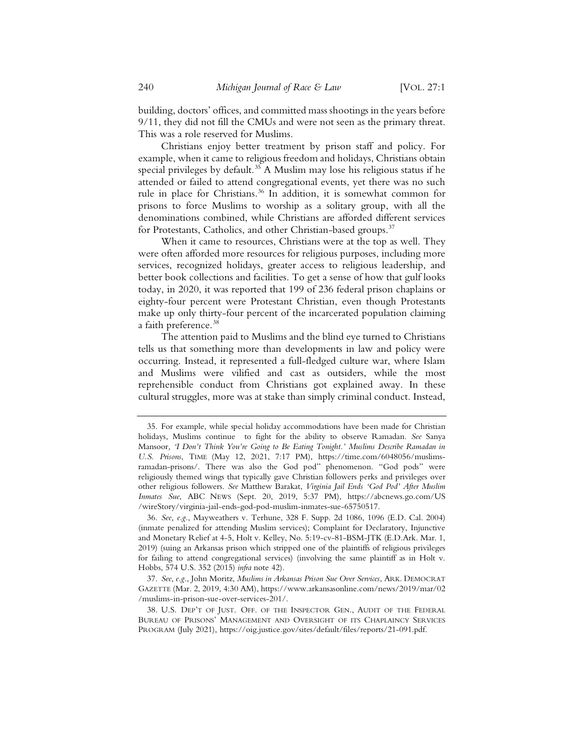building, doctors' offices, and committed mass shootings in the years before 9/11, they did not fill the CMUs and were not seen as the primary threat. This was a role reserved for Muslims.

Christians enjoy better treatment by prison staff and policy. For example, when it came to religious freedom and holidays, Christians obtain special privileges by default.[35] A Muslim may lose his religious status if he attended or failed to attend congregational events, yet there was no such rule in place for Christians.[36] In addition, it is somewhat common for prisons to force Muslims to worship as a solitary group, with all the denominations combined, while Christians are afforded different services for Protestants, Catholics, and other Christian-based groups.[37]

When it came to resources, Christians were at the top as well. They were often afforded more resources for religious purposes, including more services, recognized holidays, greater access to religious leadership, and better book collections and facilities. To get a sense of how that gulf looks today, in 2020, it was reported that 199 of 236 federal prison chaplains or eighty-four percent were Protestant Christian, even though Protestants make up only thirty-four percent of the incarcerated population claiming a faith preference.[38]

The attention paid to Muslims and the blind eye turned to Christians tells us that something more than developments in law and policy were occurring. Instead, it represented a full-fledged culture war, where Islam and Muslims were vilified and cast as outsiders, while the most reprehensible conduct from Christians got explained away. In these cultural struggles, more was at stake than simply criminal conduct. Instead,

---

35. For example, while special holiday accommodations have been made for Christian holidays, Muslims continue to fight for the ability to observe Ramadan. *See* Sanya Mansoor, *'I Don't Think You're Going to Be Eating Tonight.' Muslims Describe Ramadan in U.S. Prisons*, TIME (May 12, 2021, 7:17 PM), https://time.com/6048056/muslims-ramadan-prisons/. There was also the God pod" phenomenon. "God pods" were religiously themed wings that typically gave Christian followers perks and privileges over other religious followers. *See* Matthew Barakat, *Virginia Jail Ends 'God Pod' After Muslim Inmates Sue*, ABC NEWS (Sept. 20, 2019, 5:37 PM), https://abcnews.go.com/US/wireStory/virginia-jail-ends-god-pod-muslim-inmates-sue-65750517.

36. *See, e.g.*, Mayweathers v. Terhune, 328 F. Supp. 2d 1086, 1096 (E.D. Cal. 2004) (inmate penalized for attending Muslim services); Complaint for Declaratory, Injunctive and Monetary Relief at 4-5, Holt v. Kelley, No. 5:19-cv-81-BSM-JTK (E.D.Ark. Mar. 1, 2019) (suing an Arkansas prison which stripped one of the plaintiffs of religious privileges for failing to attend congregational services) (involving the same plaintiff as in Holt v. Hobbs, 574 U.S. 352 (2015) *infra* note 42).

37. *See*, *e.g.*, John Moritz, *Muslims in Arkansas Prison Sue Over Services*, ARK. DEMOCRAT GAZETTE (Mar. 2, 2019, 4:30 AM), https://www.arkansasonline.com/news/2019/mar/02/muslims-in-prison-sue-over-services-201/.

38. U.S. DEP'T OF JUST. OFF. OF THE INSPECTOR GEN., AUDIT OF THE FEDERAL BUREAU OF PRISONS' MANAGEMENT AND OVERSIGHT OF ITS CHAPLAINCY SERVICES PROGRAM (July 2021), https://oig.justice.gov/sites/default/files/reports/21-091.pdf.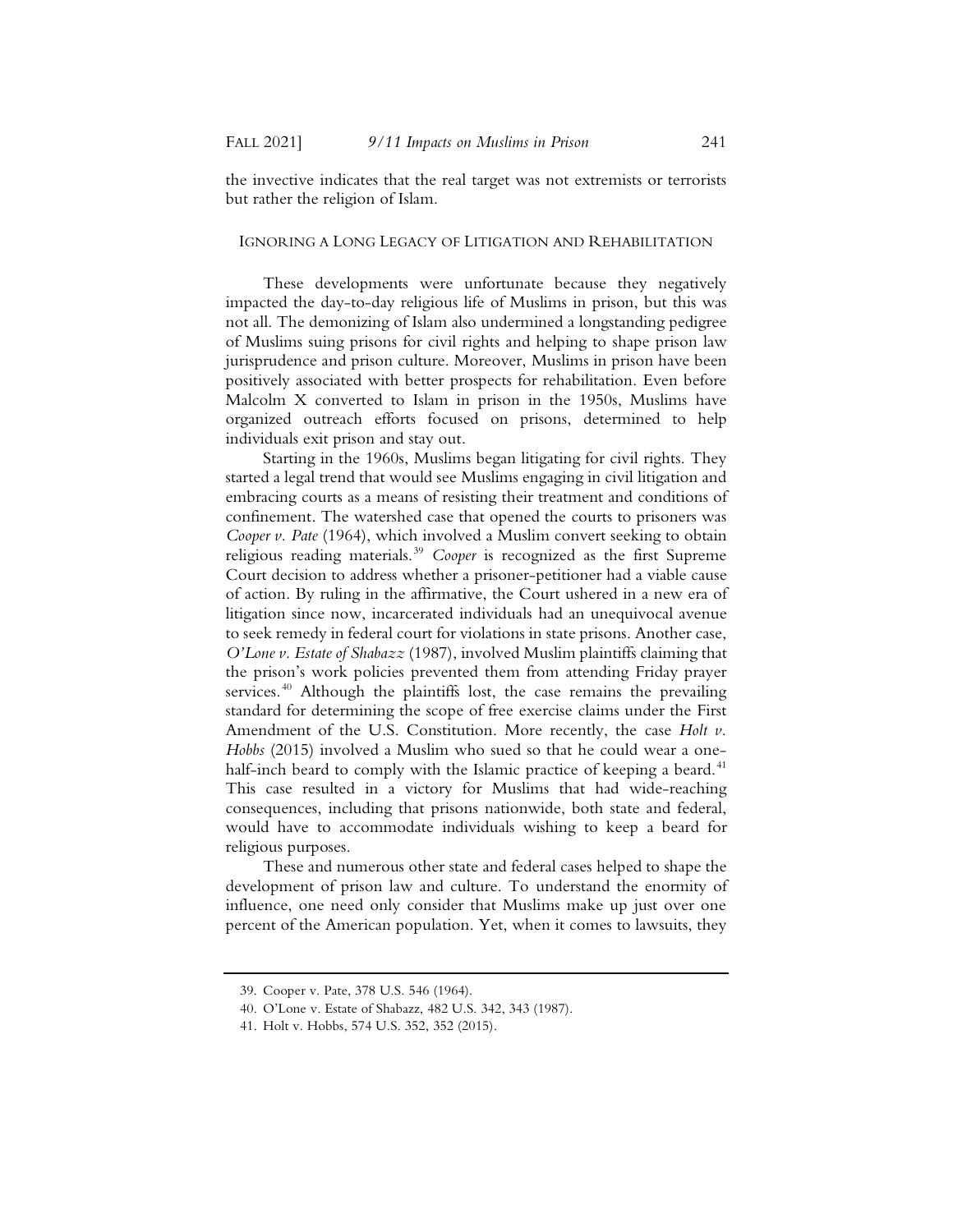the invective indicates that the real target was not extremists or terrorists but rather the religion of Islam.

## IGNORING A LONG LEGACY OF LITIGATION AND REHABILITATION

These developments were unfortunate because they negatively impacted the day-to-day religious life of Muslims in prison, but this was not all. The demonizing of Islam also undermined a longstanding pedigree of Muslims suing prisons for civil rights and helping to shape prison law jurisprudence and prison culture. Moreover, Muslims in prison have been positively associated with better prospects for rehabilitation. Even before Malcolm X converted to Islam in prison in the 1950s, Muslims have organized outreach efforts focused on prisons, determined to help individuals exit prison and stay out.

Starting in the 1960s, Muslims began litigating for civil rights. They started a legal trend that would see Muslims engaging in civil litigation and embracing courts as a means of resisting their treatment and conditions of confinement. The watershed case that opened the courts to prisoners was *Cooper v. Pate* (1964), which involved a Muslim convert seeking to obtain religious reading materials.[39] *Cooper* is recognized as the first Supreme Court decision to address whether a prisoner-petitioner had a viable cause of action. By ruling in the affirmative, the Court ushered in a new era of litigation since now, incarcerated individuals had an unequivocal avenue to seek remedy in federal court for violations in state prisons. Another case, *O'Lone v. Estate of Shabazz* (1987), involved Muslim plaintiffs claiming that the prison's work policies prevented them from attending Friday prayer services.[40] Although the plaintiffs lost, the case remains the prevailing standard for determining the scope of free exercise claims under the First Amendment of the U.S. Constitution. More recently, the case *Holt v. Hobbs* (2015) involved a Muslim who sued so that he could wear a one-half-inch beard to comply with the Islamic practice of keeping a beard.[41] This case resulted in a victory for Muslims that had wide-reaching consequences, including that prisons nationwide, both state and federal, would have to accommodate individuals wishing to keep a beard for religious purposes.

These and numerous other state and federal cases helped to shape the development of prison law and culture. To understand the enormity of influence, one need only consider that Muslims make up just over one percent of the American population. Yet, when it comes to lawsuits, they

---

39. Cooper v. Pate, 378 U.S. 546 (1964).
40. O'Lone v. Estate of Shabazz, 482 U.S. 342, 343 (1987).
41. Holt v. Hobbs, 574 U.S. 352, 352 (2015).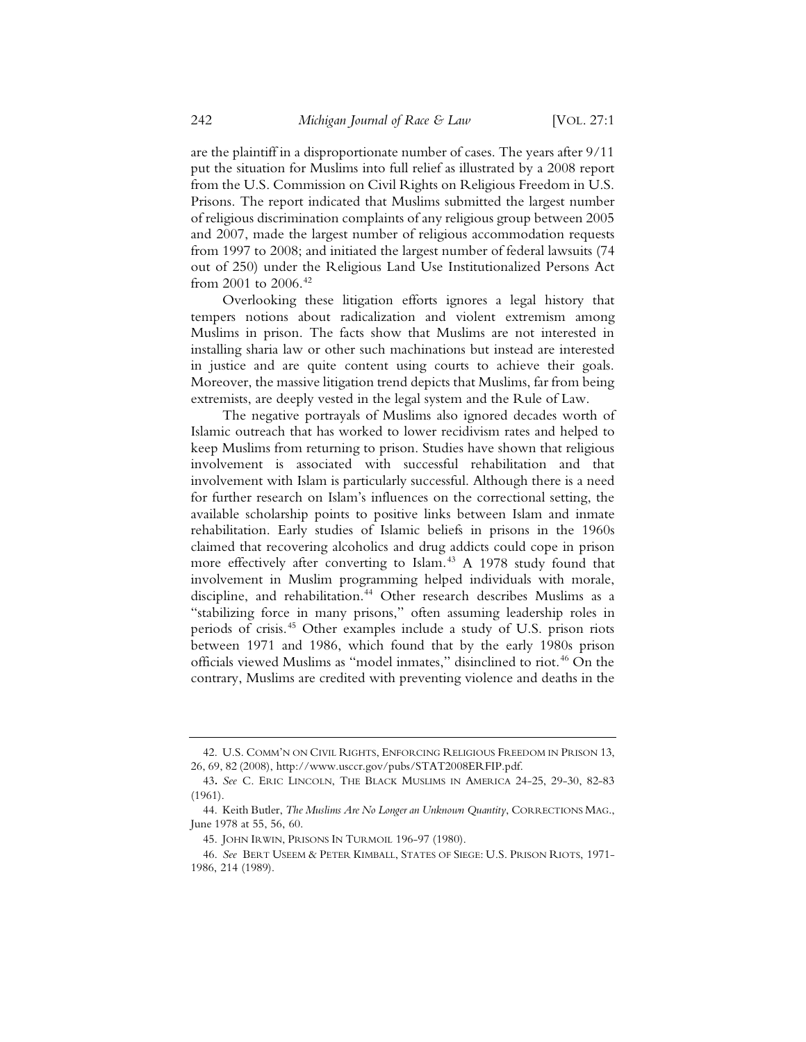are the plaintiff in a disproportionate number of cases. The years after 9/11 put the situation for Muslims into full relief as illustrated by a 2008 report from the U.S. Commission on Civil Rights on Religious Freedom in U.S. Prisons. The report indicated that Muslims submitted the largest number of religious discrimination complaints of any religious group between 2005 and 2007, made the largest number of religious accommodation requests from 1997 to 2008; and initiated the largest number of federal lawsuits (74 out of 250) under the Religious Land Use Institutionalized Persons Act from 2001 to 2006.[42]

Overlooking these litigation efforts ignores a legal history that tempers notions about radicalization and violent extremism among Muslims in prison. The facts show that Muslims are not interested in installing sharia law or other such machinations but instead are interested in justice and are quite content using courts to achieve their goals. Moreover, the massive litigation trend depicts that Muslims, far from being extremists, are deeply vested in the legal system and the Rule of Law.

The negative portrayals of Muslims also ignored decades worth of Islamic outreach that has worked to lower recidivism rates and helped to keep Muslims from returning to prison. Studies have shown that religious involvement is associated with successful rehabilitation and that involvement with Islam is particularly successful. Although there is a need for further research on Islam's influences on the correctional setting, the available scholarship points to positive links between Islam and inmate rehabilitation. Early studies of Islamic beliefs in prisons in the 1960s claimed that recovering alcoholics and drug addicts could cope in prison more effectively after converting to Islam.[43] A 1978 study found that involvement in Muslim programming helped individuals with morale, discipline, and rehabilitation.[44] Other research describes Muslims as a "stabilizing force in many prisons," often assuming leadership roles in periods of crisis.[45] Other examples include a study of U.S. prison riots between 1971 and 1986, which found that by the early 1980s prison officials viewed Muslims as "model inmates," disinclined to riot.[46] On the contrary, Muslims are credited with preventing violence and deaths in the

---

42. U.S. COMM'N ON CIVIL RIGHTS, ENFORCING RELIGIOUS FREEDOM IN PRISON 13, 26, 69, 82 (2008), http://www.usccr.gov/pubs/STAT2008ERFIP.pdf.

43. *See* C. ERIC LINCOLN, THE BLACK MUSLIMS IN AMERICA 24-25, 29-30, 82-83 (1961).

44. Keith Butler, *The Muslims Are No Longer an Unknown Quantity*, CORRECTIONS MAG., June 1978 at 55, 56, 60.

45. JOHN IRWIN, PRISONS IN TURMOIL 196-97 (1980).

46. *See* BERT USEEM & PETER KIMBALL, STATES OF SIEGE: U.S. PRISON RIOTS, 1971-1986, 214 (1989).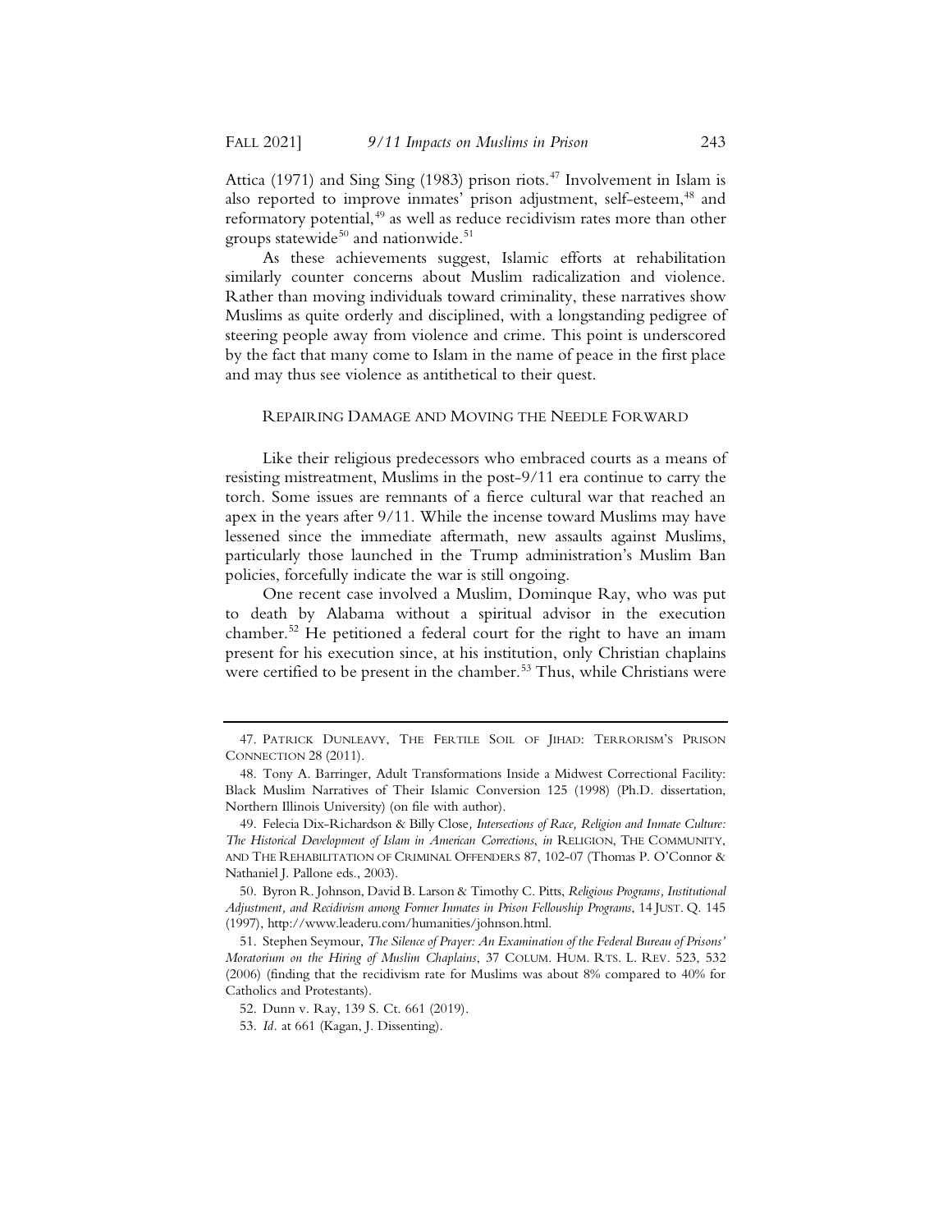Attica (1971) and Sing Sing (1983) prison riots.[47] Involvement in Islam is also reported to improve inmates' prison adjustment, self-esteem,[48] and reformatory potential,[49] as well as reduce recidivism rates more than other groups statewide[50] and nationwide.[51]

As these achievements suggest, Islamic efforts at rehabilitation similarly counter concerns about Muslim radicalization and violence. Rather than moving individuals toward criminality, these narratives show Muslims as quite orderly and disciplined, with a longstanding pedigree of steering people away from violence and crime. This point is underscored by the fact that many come to Islam in the name of peace in the first place and may thus see violence as antithetical to their quest.

## REPAIRING DAMAGE AND MOVING THE NEEDLE FORWARD

Like their religious predecessors who embraced courts as a means of resisting mistreatment, Muslims in the post-9/11 era continue to carry the torch. Some issues are remnants of a fierce cultural war that reached an apex in the years after 9/11. While the incense toward Muslims may have lessened since the immediate aftermath, new assaults against Muslims, particularly those launched in the Trump administration's Muslim Ban policies, forcefully indicate the war is still ongoing.

One recent case involved a Muslim, Dominque Ray, who was put to death by Alabama without a spiritual advisor in the execution chamber.[52] He petitioned a federal court for the right to have an imam present for his execution since, at his institution, only Christian chaplains were certified to be present in the chamber.[53] Thus, while Christians were

---

47. PATRICK DUNLEAVY, THE FERTILE SOIL OF JIHAD: TERRORISM'S PRISON CONNECTION 28 (2011).

48. Tony A. Barringer, Adult Transformations Inside a Midwest Correctional Facility: Black Muslim Narratives of Their Islamic Conversion 125 (1998) (Ph.D. dissertation, Northern Illinois University) (on file with author).

49. Felecia Dix-Richardson & Billy Close, *Intersections of Race, Religion and Inmate Culture: The Historical Development of Islam in American Corrections*, *in* RELIGION, THE COMMUNITY, AND THE REHABILITATION OF CRIMINAL OFFENDERS 87, 102-07 (Thomas P. O'Connor & Nathaniel J. Pallone eds., 2003).

50. Byron R. Johnson, David B. Larson & Timothy C. Pitts, *Religious Programs, Institutional Adjustment, and Recidivism among Former Inmates in Prison Fellowship Programs*, 14 JUST. Q. 145 (1997), http://www.leaderu.com/humanities/johnson.html.

51. Stephen Seymour, *The Silence of Prayer: An Examination of the Federal Bureau of Prisons' Moratorium on the Hiring of Muslim Chaplains*, 37 COLUM. HUM. RTS. L. REV. 523, 532 (2006) (finding that the recidivism rate for Muslims was about 8% compared to 40% for Catholics and Protestants).

52. Dunn v. Ray, 139 S. Ct. 661 (2019).

53. *Id.* at 661 (Kagan, J. Dissenting).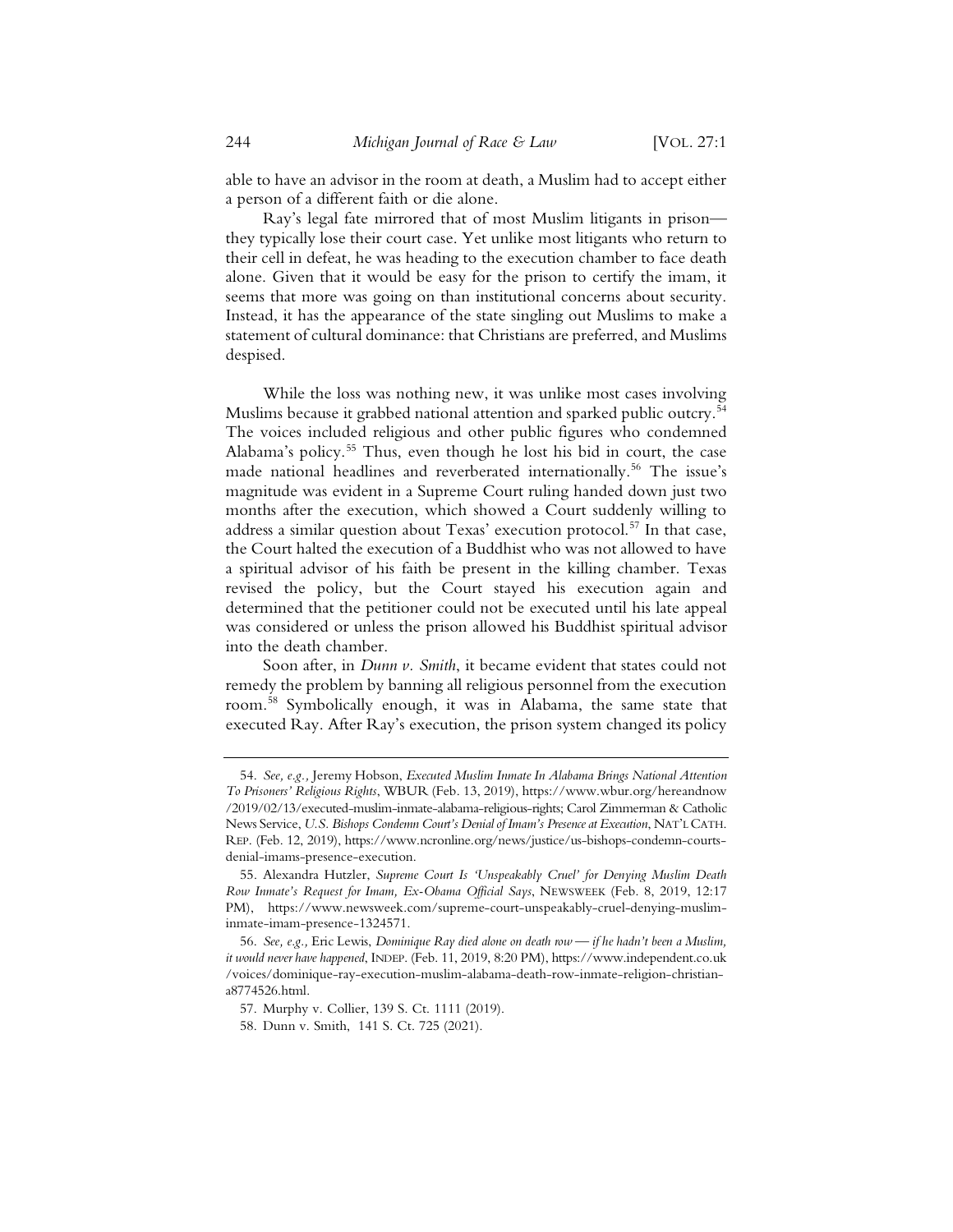able to have an advisor in the room at death, a Muslim had to accept either a person of a different faith or die alone.

Ray's legal fate mirrored that of most Muslim litigants in prison—they typically lose their court case. Yet unlike most litigants who return to their cell in defeat, he was heading to the execution chamber to face death alone. Given that it would be easy for the prison to certify the imam, it seems that more was going on than institutional concerns about security. Instead, it has the appearance of the state singling out Muslims to make a statement of cultural dominance: that Christians are preferred, and Muslims despised.

While the loss was nothing new, it was unlike most cases involving Muslims because it grabbed national attention and sparked public outcry.[54] The voices included religious and other public figures who condemned Alabama's policy.[55] Thus, even though he lost his bid in court, the case made national headlines and reverberated internationally.[56] The issue's magnitude was evident in a Supreme Court ruling handed down just two months after the execution, which showed a Court suddenly willing to address a similar question about Texas' execution protocol.[57] In that case, the Court halted the execution of a Buddhist who was not allowed to have a spiritual advisor of his faith be present in the killing chamber. Texas revised the policy, but the Court stayed his execution again and determined that the petitioner could not be executed until his late appeal was considered or unless the prison allowed his Buddhist spiritual advisor into the death chamber.

Soon after, in *Dunn v. Smith*, it became evident that states could not remedy the problem by banning all religious personnel from the execution room.[58] Symbolically enough, it was in Alabama, the same state that executed Ray. After Ray's execution, the prison system changed its policy

---

54. *See, e.g.*, Jeremy Hobson, *Executed Muslim Inmate In Alabama Brings National Attention To Prisoners' Religious Rights*, WBUR (Feb. 13, 2019), https://www.wbur.org/hereandnow/2019/02/13/executed-muslim-inmate-alabama-religious-rights; Carol Zimmerman & Catholic News Service, *U.S. Bishops Condemn Court's Denial of Imam's Presence at Execution*, NAT'L CATH. REP. (Feb. 12, 2019), https://www.ncronline.org/news/justice/us-bishops-condemn-courts-denial-imams-presence-execution.

55. Alexandra Hutzler, *Supreme Court Is 'Unspeakably Cruel' for Denying Muslim Death Row Inmate's Request for Imam, Ex-Obama Official Says*, NEWSWEEK (Feb. 8, 2019, 12:17 PM), https://www.newsweek.com/supreme-court-unspeakably-cruel-denying-muslim-inmate-imam-presence-1324571.

56. *See, e.g.*, Eric Lewis, *Dominique Ray died alone on death row — if he hadn't been a Muslim, it would never have happened*, INDEP. (Feb. 11, 2019, 8:20 PM), https://www.independent.co.uk/voices/dominique-ray-execution-muslim-alabama-death-row-inmate-religion-christian-a8774526.html.

57. Murphy v. Collier, 139 S. Ct. 1111 (2019).

58. Dunn v. Smith, 141 S. Ct. 725 (2021).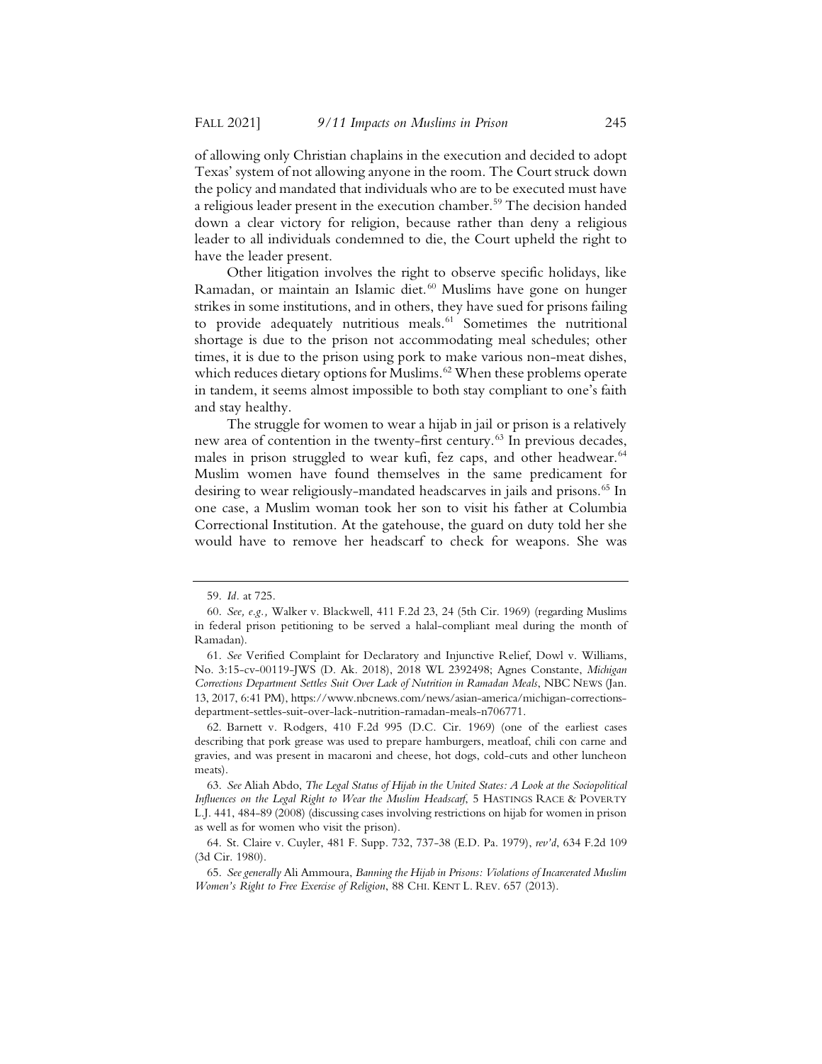of allowing only Christian chaplains in the execution and decided to adopt Texas' system of not allowing anyone in the room. The Court struck down the policy and mandated that individuals who are to be executed must have a religious leader present in the execution chamber.[59] The decision handed down a clear victory for religion, because rather than deny a religious leader to all individuals condemned to die, the Court upheld the right to have the leader present.

Other litigation involves the right to observe specific holidays, like Ramadan, or maintain an Islamic diet.[60] Muslims have gone on hunger strikes in some institutions, and in others, they have sued for prisons failing to provide adequately nutritious meals.[61] Sometimes the nutritional shortage is due to the prison not accommodating meal schedules; other times, it is due to the prison using pork to make various non-meat dishes, which reduces dietary options for Muslims.[62] When these problems operate in tandem, it seems almost impossible to both stay compliant to one's faith and stay healthy.

The struggle for women to wear a hijab in jail or prison is a relatively new area of contention in the twenty-first century.[63] In previous decades, males in prison struggled to wear kufi, fez caps, and other headwear.[64] Muslim women have found themselves in the same predicament for desiring to wear religiously-mandated headscarves in jails and prisons.[65] In one case, a Muslim woman took her son to visit his father at Columbia Correctional Institution. At the gatehouse, the guard on duty told her she would have to remove her headscarf to check for weapons. She was

---

59. *Id.* at 725.

60. *See, e.g.,* Walker v. Blackwell, 411 F.2d 23, 24 (5th Cir. 1969) (regarding Muslims in federal prison petitioning to be served a halal-compliant meal during the month of Ramadan).

61. *See* Verified Complaint for Declaratory and Injunctive Relief, Dowl v. Williams, No. 3:15-cv-00119-JWS (D. Ak. 2018), 2018 WL 2392498; Agnes Constante, *Michigan Corrections Department Settles Suit Over Lack of Nutrition in Ramadan Meals*, NBC NEWS (Jan. 13, 2017, 6:41 PM), https://www.nbcnews.com/news/asian-america/michigan-corrections-department-settles-suit-over-lack-nutrition-ramadan-meals-n706771.

62. Barnett v. Rodgers, 410 F.2d 995 (D.C. Cir. 1969) (one of the earliest cases describing that pork grease was used to prepare hamburgers, meatloaf, chili con carne and gravies, and was present in macaroni and cheese, hot dogs, cold-cuts and other luncheon meats).

63. *See* Aliah Abdo, *The Legal Status of Hijab in the United States: A Look at the Sociopolitical Influences on the Legal Right to Wear the Muslim Headscarf*, 5 HASTINGS RACE & POVERTY L.J. 441, 484-89 (2008) (discussing cases involving restrictions on hijab for women in prison as well as for women who visit the prison).

64. St. Claire v. Cuyler, 481 F. Supp. 732, 737-38 (E.D. Pa. 1979), *rev'd*, 634 F.2d 109 (3d Cir. 1980).

65. *See generally* Ali Ammoura, *Banning the Hijab in Prisons: Violations of Incarcerated Muslim Women's Right to Free Exercise of Religion*, 88 CHI. KENT L. REV. 657 (2013).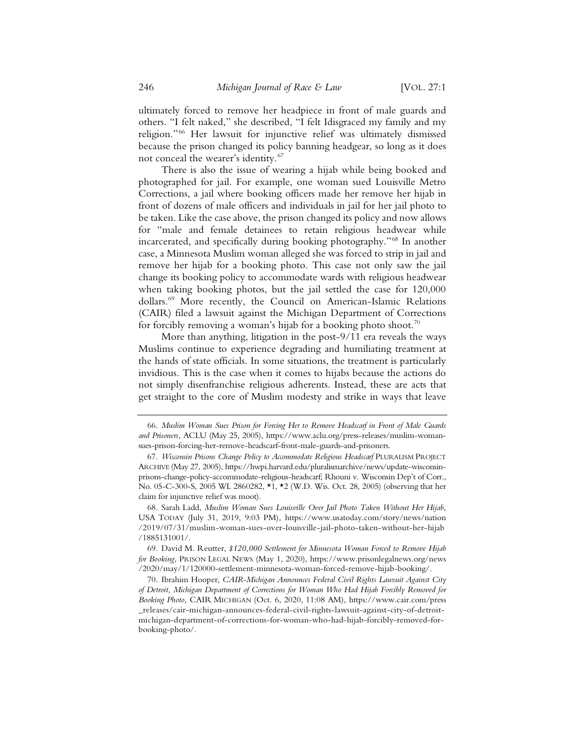ultimately forced to remove her headpiece in front of male guards and others. "I felt naked," she described, "I felt Idisgraced my family and my religion."[66] Her lawsuit for injunctive relief was ultimately dismissed because the prison changed its policy banning headgear, so long as it does not conceal the wearer's identity.[67]

There is also the issue of wearing a hijab while being booked and photographed for jail. For example, one woman sued Louisville Metro Corrections, a jail where booking officers made her remove her hijab in front of dozens of male officers and individuals in jail for her jail photo to be taken. Like the case above, the prison changed its policy and now allows for "male and female detainees to retain religious headwear while incarcerated, and specifically during booking photography."[68] In another case, a Minnesota Muslim woman alleged she was forced to strip in jail and remove her hijab for a booking photo. This case not only saw the jail change its booking policy to accommodate wards with religious headwear when taking booking photos, but the jail settled the case for 120,000 dollars.[69] More recently, the Council on American-Islamic Relations (CAIR) filed a lawsuit against the Michigan Department of Corrections for forcibly removing a woman's hijab for a booking photo shoot.[70]

More than anything, litigation in the post-9/11 era reveals the ways Muslims continue to experience degrading and humiliating treatment at the hands of state officials. In some situations, the treatment is particularly invidious. This is the case when it comes to hijabs because the actions do not simply disenfranchise religious adherents. Instead, these are acts that get straight to the core of Muslim modesty and strike in ways that leave

---

66. *Muslim Woman Sues Prison for Forcing Her to Remove Headscarf in Front of Male Guards and Prisoners,* ACLU (May 25, 2005), https://www.aclu.org/press-releases/muslim-woman-sues-prison-forcing-her-remove-headscarf-front-male-guards-and-prisoners.

67. *Wisconsin Prisons Change Policy to Accommodate Religious Headscarf* PLURALISM PROJECT ARCHIVE (May 27, 2005), https://hwpi.harvard.edu/pluralismarchive/news/update-wisconsin-prisons-change-policy-accommodate-religious-headscarf; Rhouni v. Wisconsin Dep't of Corr., No. 05-C-300-S, 2005 WL 2860282, *1, *2 (W.D. Wis. Oct. 28, 2005) (observing that her claim for injunctive relief was moot).

68. Sarah Ladd, *Muslim Woman Sues Louisville Over Jail Photo Taken Without Her Hijab*, USA TODAY (July 31, 2019, 9:03 PM), https://www.usatoday.com/story/news/nation/2019/07/31/muslim-woman-sues-over-louisville-jail-photo-taken-without-her-hijab/1885131001/.

69. David M. Reutter, *$120,000 Settlement for Minnesota Woman Forced to Remove Hijab for Booking*, PRISON LEGAL NEWS (May 1, 2020), https://www.prisonlegalnews.org/news/2020/may/1/120000-settlement-minnesota-woman-forced-remove-hijab-booking/.

70. Ibrahim Hooper, *CAIR-Michigan Announces Federal Civil Rights Lawsuit Against City of Detroit, Michigan Department of Corrections for Woman Who Had Hijab Forcibly Removed for Booking Photo,* CAIR MICHIGAN (Oct. 6, 2020, 11:08 AM), https://www.cair.com/press_releases/cair-michigan-announces-federal-civil-rights-lawsuit-against-city-of-detroit-michigan-department-of-corrections-for-woman-who-had-hijab-forcibly-removed-for-booking-photo/.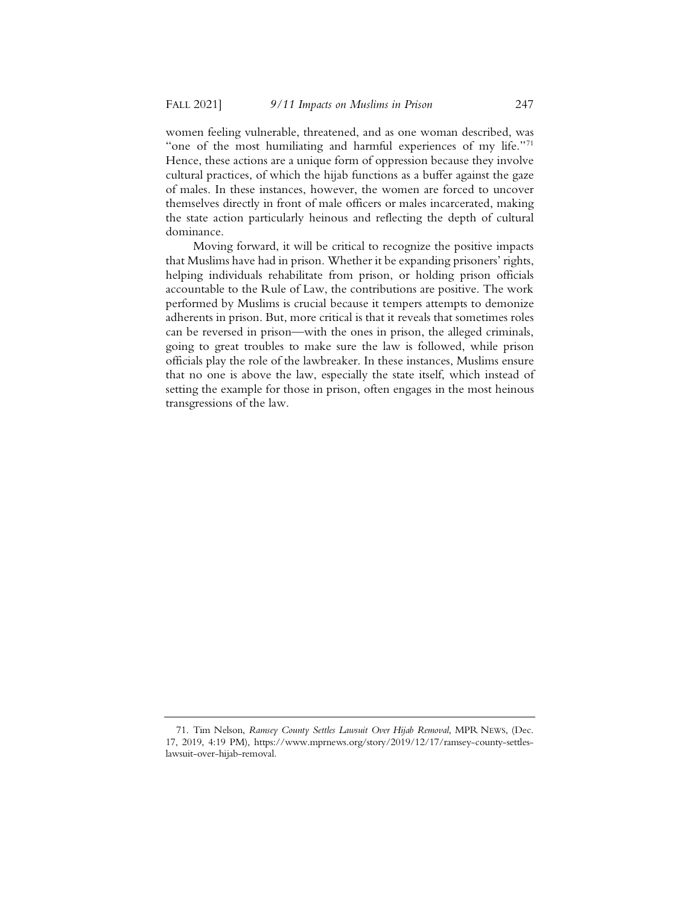women feeling vulnerable, threatened, and as one woman described, was "one of the most humiliating and harmful experiences of my life."[71] Hence, these actions are a unique form of oppression because they involve cultural practices, of which the hijab functions as a buffer against the gaze of males. In these instances, however, the women are forced to uncover themselves directly in front of male officers or males incarcerated, making the state action particularly heinous and reflecting the depth of cultural dominance.

Moving forward, it will be critical to recognize the positive impacts that Muslims have had in prison. Whether it be expanding prisoners' rights, helping individuals rehabilitate from prison, or holding prison officials accountable to the Rule of Law, the contributions are positive. The work performed by Muslims is crucial because it tempers attempts to demonize adherents in prison. But, more critical is that it reveals that sometimes roles can be reversed in prison—with the ones in prison, the alleged criminals, going to great troubles to make sure the law is followed, while prison officials play the role of the lawbreaker. In these instances, Muslims ensure that no one is above the law, especially the state itself, which instead of setting the example for those in prison, often engages in the most heinous transgressions of the law.

---

71. Tim Nelson, *Ramsey County Settles Lawsuit Over Hijab Removal*, MPR NEWS, (Dec. 17, 2019, 4:19 PM), https://www.mprnews.org/story/2019/12/17/ramsey-county-settles-lawsuit-over-hijab-removal.